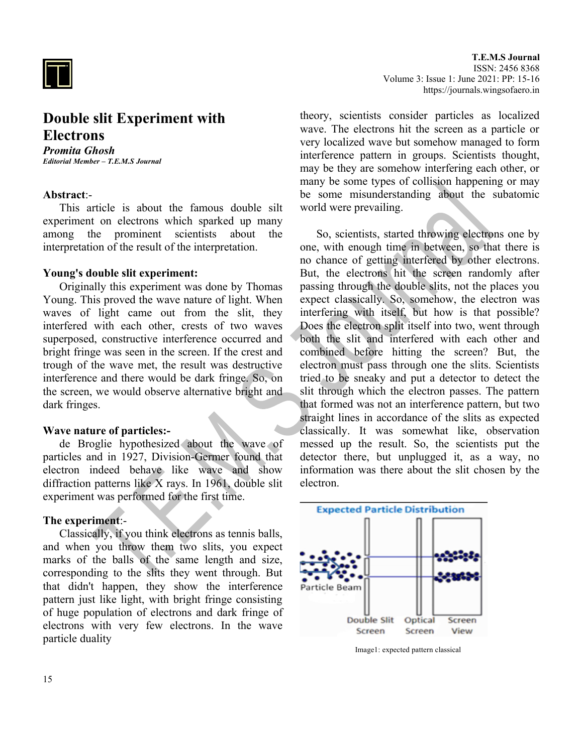# Double slit Experiment with Electrons

***Promita Ghosh***

***Editorial Member – T.E.M.S Journal***

**Abstract**:-

This article is about the famous double silt experiment on electrons which sparked up many among the prominent scientists about the interpretation of the result of the interpretation.

**Young's double slit experiment:**

Originally this experiment was done by Thomas Young. This proved the wave nature of light. When waves of light came out from the slit, they interfered with each other, crests of two waves superposed, constructive interference occurred and bright fringe was seen in the screen. If the crest and trough of the wave met, the result was destructive interference and there would be dark fringe. So, on the screen, we would observe alternative bright and dark fringes.

**Wave nature of particles:-**

de Broglie hypothesized about the wave of particles and in 1927, Division-Germer found that electron indeed behave like wave and show diffraction patterns like X rays. In 1961, double slit experiment was performed for the first time.

**The experiment**:-

Classically, if you think electrons as tennis balls, and when you throw them two slits, you expect marks of the balls of the same length and size, corresponding to the slits they went through. But that didn't happen, they show the interference pattern just like light, with bright fringe consisting of huge population of electrons and dark fringe of electrons with very few electrons. In the wave particle duality theory, scientists consider particles as localized wave. The electrons hit the screen as a particle or very localized wave but somehow managed to form interference pattern in groups. Scientists thought, may be they are somehow interfering each other, or many be some types of collision happening or may be some misunderstanding about the subatomic world were prevailing.

So, scientists, started throwing electrons one by one, with enough time in between, so that there is no chance of getting interfered by other electrons. But, the electrons hit the screen randomly after passing through the double slits, not the places you expect classically. So, somehow, the electron was interfering with itself, but how is that possible? Does the electron split itself into two, went through both the slit and interfered with each other and combined before hitting the screen? But, the electron must pass through one the slits. Scientists tried to be sneaky and put a detector to detect the slit through which the electron passes. The pattern that formed was not an interference pattern, but two straight lines in accordance of the slits as expected classically. It was somewhat like, observation messed up the result. So, the scientists put the detector there, but unplugged it, as a way, no information was there about the slit chosen by the electron.

Image1: expected pattern classical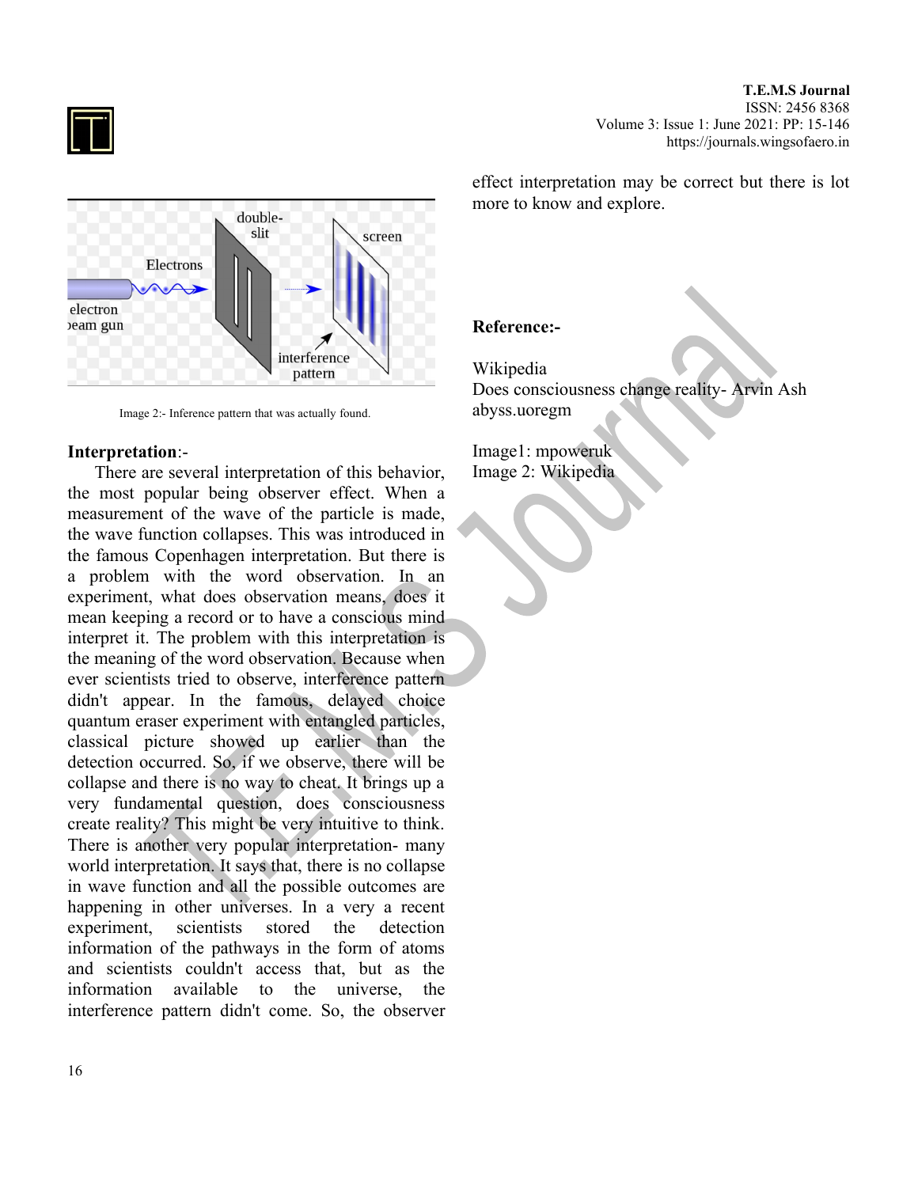double-
slit
screen
Electrons
electron
beam gun
interference
pattern

Image 2:- Inference pattern that was actually found.

**Interpretation**:-

There are several interpretation of this behavior, the most popular being observer effect. When a measurement of the wave of the particle is made, the wave function collapses. This was introduced in the famous Copenhagen interpretation. But there is a problem with the word observation. In an experiment, what does observation means, does it mean keeping a record or to have a conscious mind interpret it. The problem with this interpretation is the meaning of the word observation. Because when ever scientists tried to observe, interference pattern didn't appear. In the famous, delayed choice quantum eraser experiment with entangled particles, classical picture showed up earlier than the detection occurred. So, if we observe, there will be collapse and there is no way to cheat. It brings up a very fundamental question, does consciousness create reality? This might be very intuitive to think. There is another very popular interpretation- many world interpretation. It says that, there is no collapse in wave function and all the possible outcomes are happening in other universes. In a very a recent experiment, scientists stored the detection information of the pathways in the form of atoms and scientists couldn't access that, but as the information available to the universe, the interference pattern didn't come. So, the observer effect interpretation may be correct but there is lot more to know and explore.

**Reference:-**

Wikipedia
Does consciousness change reality- Arvin Ash
abyss.uoregm

Image1: mpoweruk
Image 2: Wikipedia